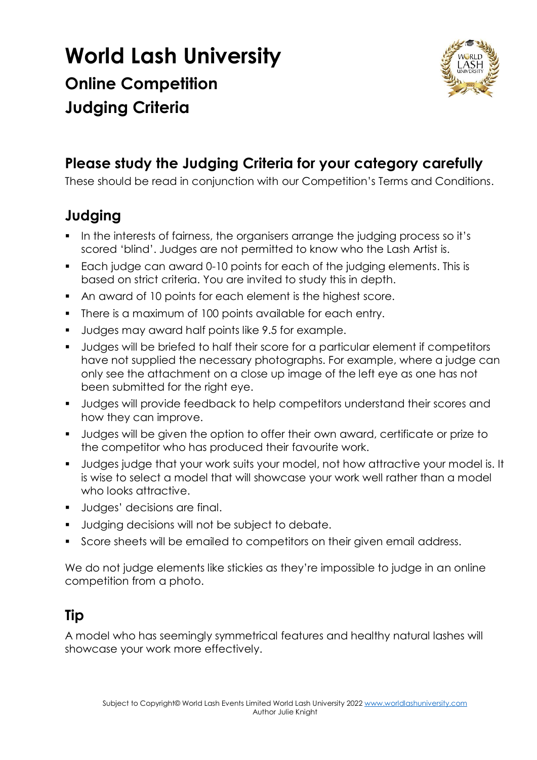# World Lash University

## Online Competition
## Judging Criteria

## Please study the Judging Criteria for your category carefully

These should be read in conjunction with our Competition's Terms and Conditions.

## Judging

- In the interests of fairness, the organisers arrange the judging process so it's scored 'blind'. Judges are not permitted to know who the Lash Artist is.
- Each judge can award 0-10 points for each of the judging elements. This is based on strict criteria. You are invited to study this in depth.
- An award of 10 points for each element is the highest score.
- There is a maximum of 100 points available for each entry.
- Judges may award half points like 9.5 for example.
- Judges will be briefed to half their score for a particular element if competitors have not supplied the necessary photographs. For example, where a judge can only see the attachment on a close up image of the left eye as one has not been submitted for the right eye.
- Judges will provide feedback to help competitors understand their scores and how they can improve.
- Judges will be given the option to offer their own award, certificate or prize to the competitor who has produced their favourite work.
- Judges judge that your work suits your model, not how attractive your model is. It is wise to select a model that will showcase your work well rather than a model who looks attractive.
- Judges' decisions are final.
- Judging decisions will not be subject to debate.
- Score sheets will be emailed to competitors on their given email address.

We do not judge elements like stickies as they're impossible to judge in an online competition from a photo.

## Tip

A model who has seemingly symmetrical features and healthy natural lashes will showcase your work more effectively.

Subject to Copyright© World Lash Events Limited World Lash University 2022 www.worldlashuniversity.com
Author Julie Knight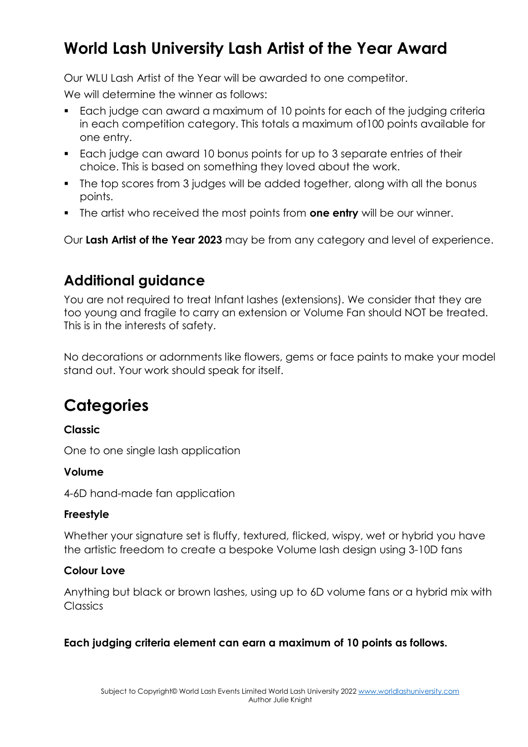## World Lash University Lash Artist of the Year Award

Our WLU Lash Artist of the Year will be awarded to one competitor.

We will determine the winner as follows:

- Each judge can award a maximum of 10 points for each of the judging criteria in each competition category. This totals a maximum of100 points available for one entry.
- Each judge can award 10 bonus points for up to 3 separate entries of their choice. This is based on something they loved about the work.
- The top scores from 3 judges will be added together, along with all the bonus points.
- The artist who received the most points from **one entry** will be our winner.

Our **Lash Artist of the Year 2023** may be from any category and level of experience.

### Additional guidance

You are not required to treat Infant lashes (extensions). We consider that they are too young and fragile to carry an extension or Volume Fan should NOT be treated. This is in the interests of safety.

No decorations or adornments like flowers, gems or face paints to make your model stand out. Your work should speak for itself.

## Categories

**Classic**

One to one single lash application

**Volume**

4-6D hand-made fan application

**Freestyle**

Whether your signature set is fluffy, textured, flicked, wispy, wet or hybrid you have the artistic freedom to create a bespoke Volume lash design using 3-10D fans

**Colour Love**

Anything but black or brown lashes, using up to 6D volume fans or a hybrid mix with Classics

**Each judging criteria element can earn a maximum of 10 points as follows.**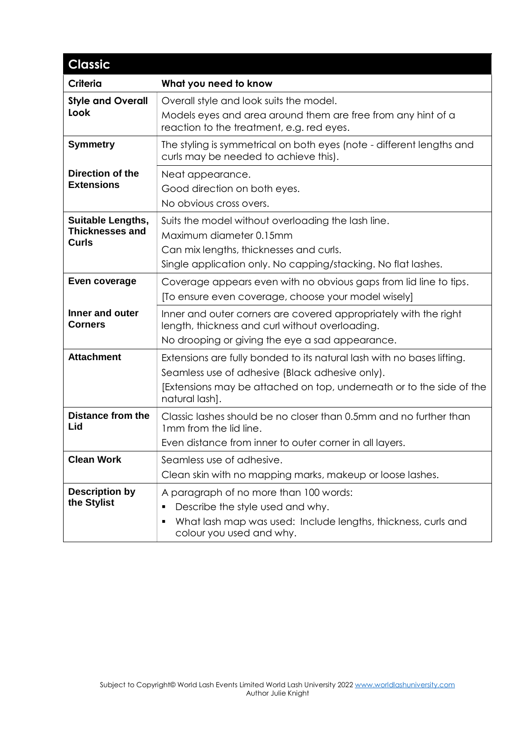## Classic

| Criteria | What you need to know |
|---|---|
| **Style and Overall Look** | Overall style and look suits the model.<br>Models eyes and area around them are free from any hint of a reaction to the treatment, e.g. red eyes. |
| **Symmetry** | The styling is symmetrical on both eyes (note - different lengths and curls may be needed to achieve this). |
| **Direction of the Extensions** | Neat appearance.<br>Good direction on both eyes.<br>No obvious cross overs. |
| **Suitable Lengths, Thicknesses and Curls** | Suits the model without overloading the lash line.<br>Maximum diameter 0.15mm<br>Can mix lengths, thicknesses and curls.<br>Single application only. No capping/stacking. No flat lashes. |
| **Even coverage** | Coverage appears even with no obvious gaps from lid line to tips.<br>[To ensure even coverage, choose your model wisely] |
| **Inner and outer Corners** | Inner and outer corners are covered appropriately with the right length, thickness and curl without overloading.<br>No drooping or giving the eye a sad appearance. |
| **Attachment** | Extensions are fully bonded to its natural lash with no bases lifting.<br>Seamless use of adhesive (Black adhesive only).<br>[Extensions may be attached on top, underneath or to the side of the natural lash]. |
| **Distance from the Lid** | Classic lashes should be no closer than 0.5mm and no further than 1mm from the lid line.<br>Even distance from inner to outer corner in all layers. |
| **Clean Work** | Seamless use of adhesive.<br>Clean skin with no mapping marks, makeup or loose lashes. |
| **Description by the Stylist** | A paragraph of no more than 100 words:<br>▪ Describe the style used and why.<br>▪ What lash map was used: Include lengths, thickness, curls and colour you used and why. |

Subject to Copyright© World Lash Events Limited World Lash University 2022 www.worldlashuniversity.com
Author Julie Knight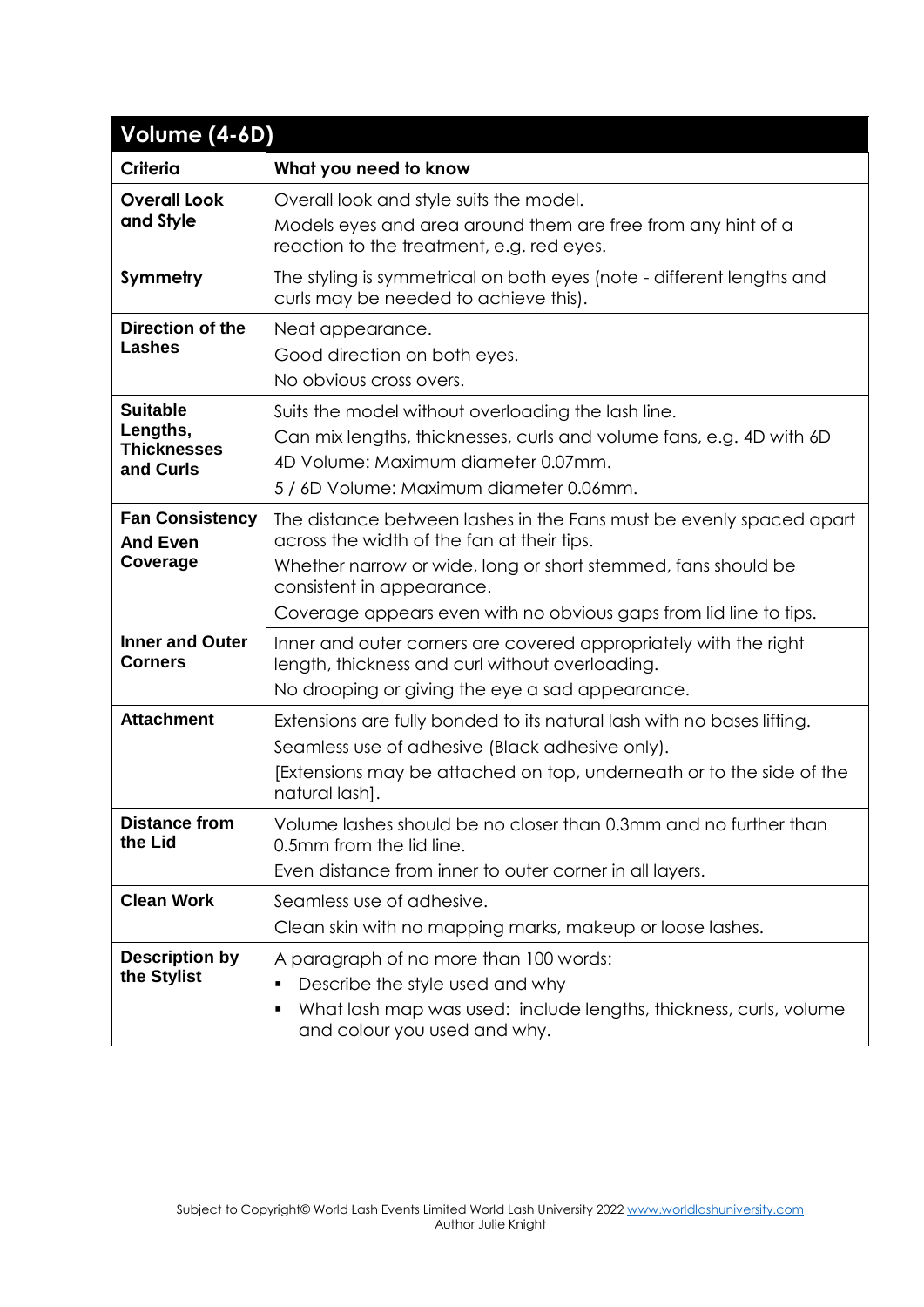| Volume (4-6D) | |
|---|---|
| **Criteria** | **What you need to know** |
| **Overall Look and Style** | Overall look and style suits the model.<br>Models eyes and area around them are free from any hint of a reaction to the treatment, e.g. red eyes. |
| **Symmetry** | The styling is symmetrical on both eyes (note - different lengths and curls may be needed to achieve this). |
| **Direction of the Lashes** | Neat appearance.<br>Good direction on both eyes.<br>No obvious cross overs. |
| **Suitable Lengths, Thicknesses and Curls** | Suits the model without overloading the lash line.<br>Can mix lengths, thicknesses, curls and volume fans, e.g. 4D with 6D<br>4D Volume: Maximum diameter 0.07mm.<br>5 / 6D Volume: Maximum diameter 0.06mm. |
| **Fan Consistency And Even Coverage** | The distance between lashes in the Fans must be evenly spaced apart across the width of the fan at their tips.<br>Whether narrow or wide, long or short stemmed, fans should be consistent in appearance.<br>Coverage appears even with no obvious gaps from lid line to tips. |
| **Inner and Outer Corners** | Inner and outer corners are covered appropriately with the right length, thickness and curl without overloading.<br>No drooping or giving the eye a sad appearance. |
| **Attachment** | Extensions are fully bonded to its natural lash with no bases lifting.<br>Seamless use of adhesive (Black adhesive only).<br>[Extensions may be attached on top, underneath or to the side of the natural lash]. |
| **Distance from the Lid** | Volume lashes should be no closer than 0.3mm and no further than 0.5mm from the lid line.<br>Even distance from inner to outer corner in all layers. |
| **Clean Work** | Seamless use of adhesive.<br>Clean skin with no mapping marks, makeup or loose lashes. |
| **Description by the Stylist** | A paragraph of no more than 100 words:<br>▪ Describe the style used and why<br>▪ What lash map was used: include lengths, thickness, curls, volume and colour you used and why. |

Subject to Copyright© World Lash Events Limited World Lash University 2022 www.worldlashuniversity.com
Author Julie Knight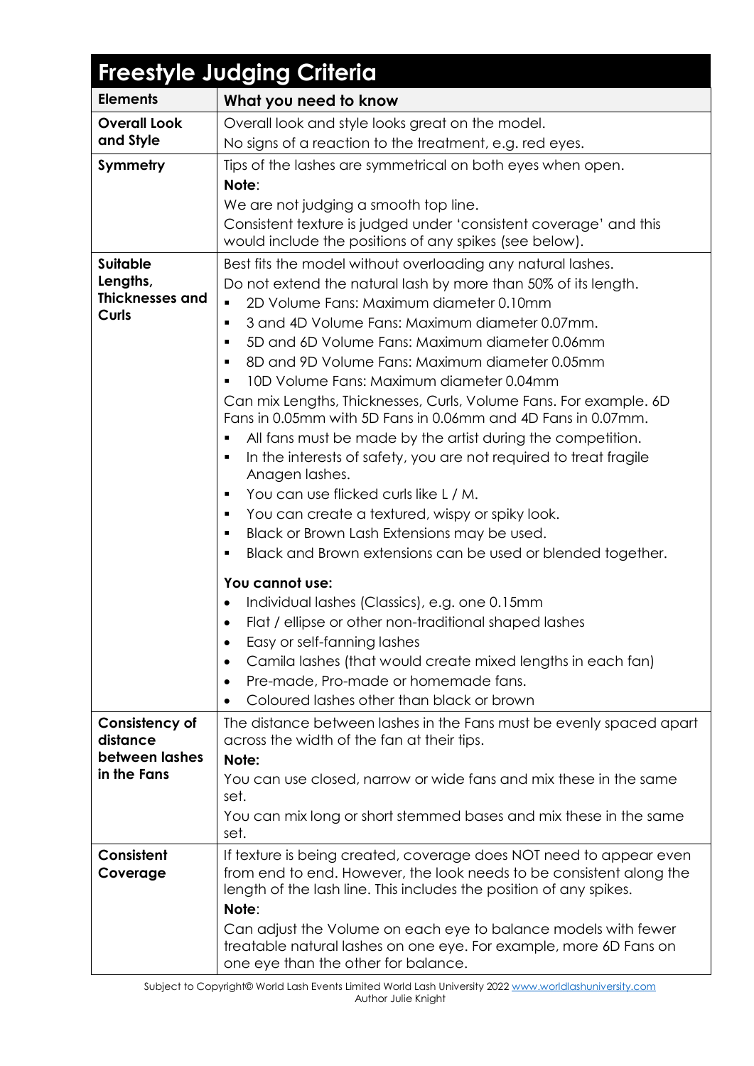# Freestyle Judging Criteria

| Elements | What you need to know |
|---|---|
| **Overall Look and Style** | Overall look and style looks great on the model.<br>No signs of a reaction to the treatment, e.g. red eyes. |
| **Symmetry** | Tips of the lashes are symmetrical on both eyes when open.<br>**Note**:<br>We are not judging a smooth top line.<br>Consistent texture is judged under 'consistent coverage' and this would include the positions of any spikes (see below). |
| **Suitable Lengths, Thicknesses and Curls** | Best fits the model without overloading any natural lashes.<br>Do not extend the natural lash by more than 50% of its length.<br>▪ 2D Volume Fans: Maximum diameter 0.10mm<br>▪ 3 and 4D Volume Fans: Maximum diameter 0.07mm.<br>▪ 5D and 6D Volume Fans: Maximum diameter 0.06mm<br>▪ 8D and 9D Volume Fans: Maximum diameter 0.05mm<br>▪ 10D Volume Fans: Maximum diameter 0.04mm<br>Can mix Lengths, Thicknesses, Curls, Volume Fans. For example. 6D Fans in 0.05mm with 5D Fans in 0.06mm and 4D Fans in 0.07mm.<br>▪ All fans must be made by the artist during the competition.<br>▪ In the interests of safety, you are not required to treat fragile Anagen lashes.<br>▪ You can use flicked curls like L / M.<br>▪ You can create a textured, wispy or spiky look.<br>▪ Black or Brown Lash Extensions may be used.<br>▪ Black and Brown extensions can be used or blended together.<br>**You cannot use:**<br>• Individual lashes (Classics), e.g. one 0.15mm<br>• Flat / ellipse or other non-traditional shaped lashes<br>• Easy or self-fanning lashes<br>• Camila lashes (that would create mixed lengths in each fan)<br>• Pre-made, Pro-made or homemade fans.<br>• Coloured lashes other than black or brown |
| **Consistency of distance between lashes in the Fans** | The distance between lashes in the Fans must be evenly spaced apart across the width of the fan at their tips.<br>**Note:**<br>You can use closed, narrow or wide fans and mix these in the same set.<br>You can mix long or short stemmed bases and mix these in the same set. |
| **Consistent Coverage** | If texture is being created, coverage does NOT need to appear even from end to end. However, the look needs to be consistent along the length of the lash line. This includes the position of any spikes.<br>**Note**:<br>Can adjust the Volume on each eye to balance models with fewer treatable natural lashes on one eye. For example, more 6D Fans on one eye than the other for balance. |

Subject to Copyright© World Lash Events Limited World Lash University 2022 www.worldlashuniversity.com
Author Julie Knight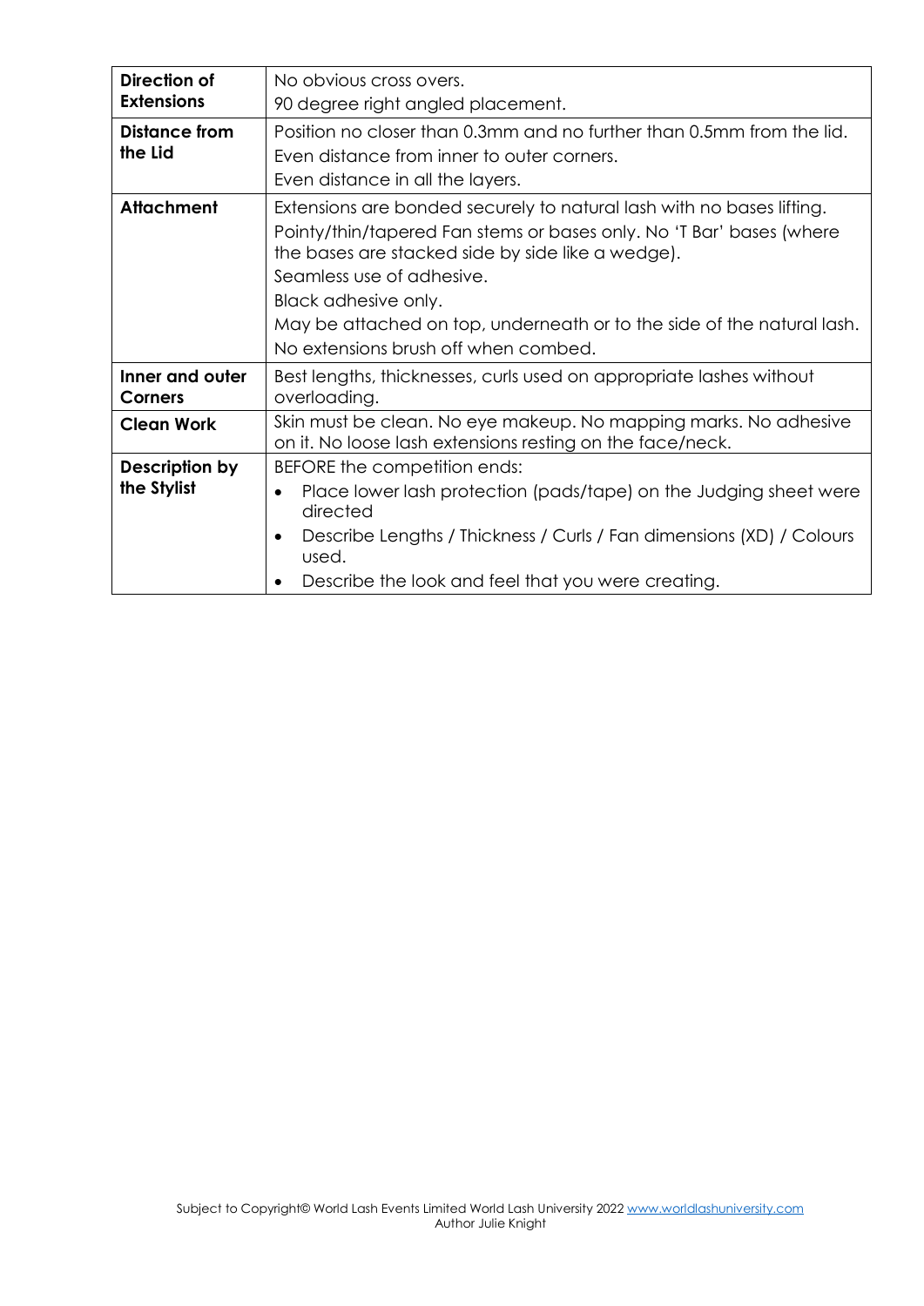| | |
|---|---|
| **Direction of Extensions** | No obvious cross overs.<br>90 degree right angled placement. |
| **Distance from the Lid** | Position no closer than 0.3mm and no further than 0.5mm from the lid.<br>Even distance from inner to outer corners.<br>Even distance in all the layers. |
| **Attachment** | Extensions are bonded securely to natural lash with no bases lifting.<br>Pointy/thin/tapered Fan stems or bases only. No 'T Bar' bases (where the bases are stacked side by side like a wedge).<br>Seamless use of adhesive.<br>Black adhesive only.<br>May be attached on top, underneath or to the side of the natural lash.<br>No extensions brush off when combed. |
| **Inner and outer Corners** | Best lengths, thicknesses, curls used on appropriate lashes without overloading. |
| **Clean Work** | Skin must be clean. No eye makeup. No mapping marks. No adhesive on it. No loose lash extensions resting on the face/neck. |
| **Description by the Stylist** | BEFORE the competition ends:<br>• Place lower lash protection (pads/tape) on the Judging sheet were directed<br>• Describe Lengths / Thickness / Curls / Fan dimensions (XD) / Colours used.<br>• Describe the look and feel that you were creating. |

Subject to Copyright© World Lash Events Limited World Lash University 2022 www.worldlashuniversity.com
Author Julie Knight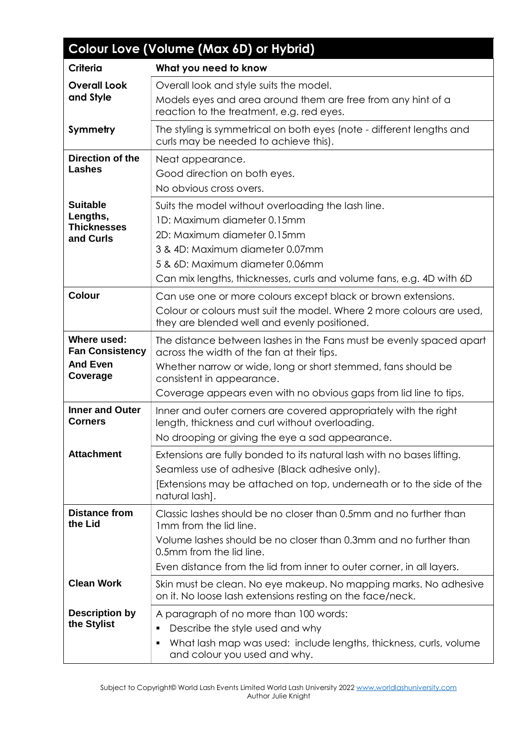## Colour Love (Volume (Max 6D) or Hybrid)

| Criteria | What you need to know |
|---|---|
| **Overall Look and Style** | Overall look and style suits the model.<br>Models eyes and area around them are free from any hint of a reaction to the treatment, e.g. red eyes. |
| **Symmetry** | The styling is symmetrical on both eyes (note - different lengths and curls may be needed to achieve this). |
| **Direction of the Lashes** | Neat appearance.<br>Good direction on both eyes.<br>No obvious cross overs. |
| **Suitable Lengths, Thicknesses and Curls** | Suits the model without overloading the lash line.<br>1D: Maximum diameter 0.15mm<br>2D: Maximum diameter 0.15mm<br>3 & 4D: Maximum diameter 0.07mm<br>5 & 6D: Maximum diameter 0.06mm<br>Can mix lengths, thicknesses, curls and volume fans, e.g. 4D with 6D |
| **Colour** | Can use one or more colours except black or brown extensions.<br>Colour or colours must suit the model. Where 2 more colours are used, they are blended well and evenly positioned. |
| **Where used: Fan Consistency And Even Coverage** | The distance between lashes in the Fans must be evenly spaced apart across the width of the fan at their tips.<br>Whether narrow or wide, long or short stemmed, fans should be consistent in appearance.<br>Coverage appears even with no obvious gaps from lid line to tips. |
| **Inner and Outer Corners** | Inner and outer corners are covered appropriately with the right length, thickness and curl without overloading.<br>No drooping or giving the eye a sad appearance. |
| **Attachment** | Extensions are fully bonded to its natural lash with no bases lifting.<br>Seamless use of adhesive (Black adhesive only).<br>[Extensions may be attached on top, underneath or to the side of the natural lash]. |
| **Distance from the Lid** | Classic lashes should be no closer than 0.5mm and no further than 1mm from the lid line.<br>Volume lashes should be no closer than 0.3mm and no further than 0.5mm from the lid line.<br>Even distance from the lid from inner to outer corner, in all layers. |
| **Clean Work** | Skin must be clean. No eye makeup. No mapping marks. No adhesive on it. No loose lash extensions resting on the face/neck. |
| **Description by the Stylist** | A paragraph of no more than 100 words:<br>▪ Describe the style used and why<br>▪ What lash map was used: include lengths, thickness, curls, volume and colour you used and why. |

Subject to Copyright© World Lash Events Limited World Lash University 2022 www.worldlashuniversity.com
Author Julie Knight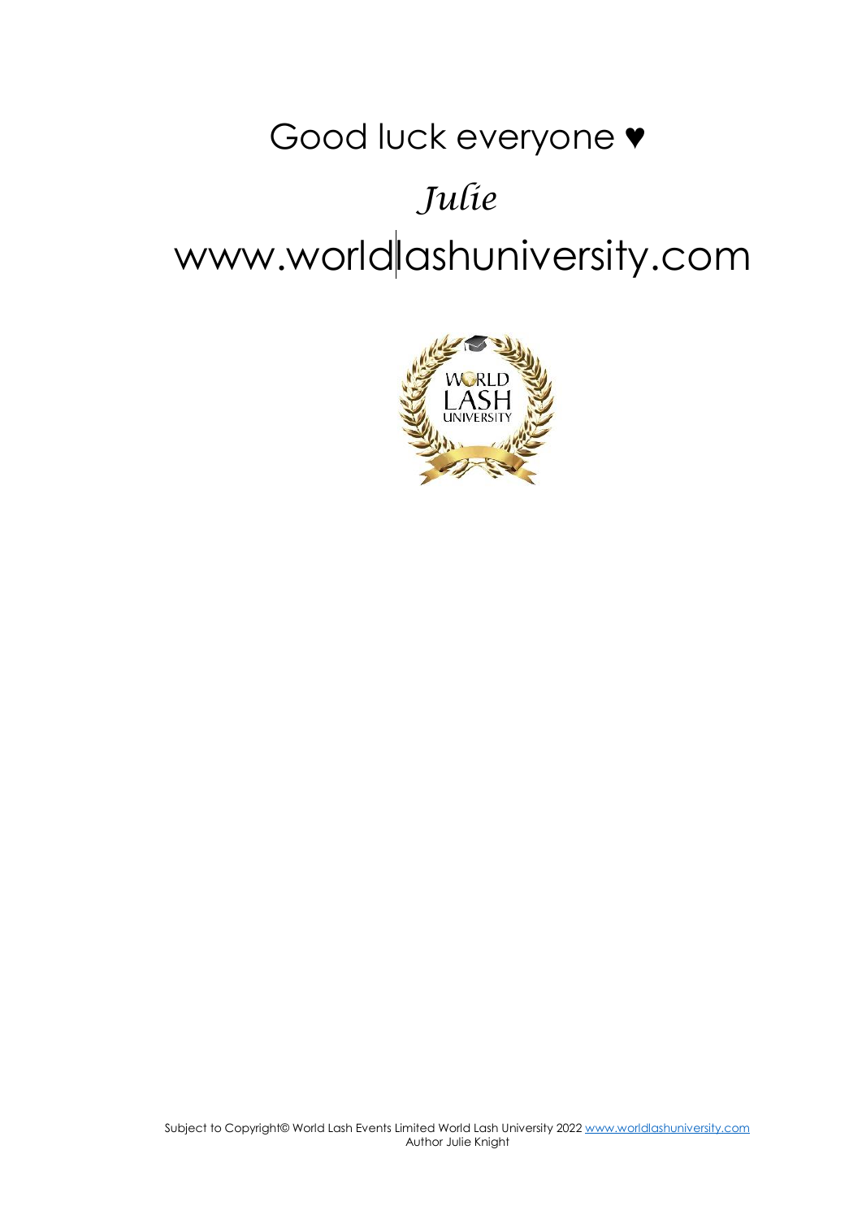Good luck everyone ♥

*Julie*

www.worldlashuniversity.com

Subject to Copyright© World Lash Events Limited World Lash University 2022 www.worldlashuniversity.com
Author Julie Knight